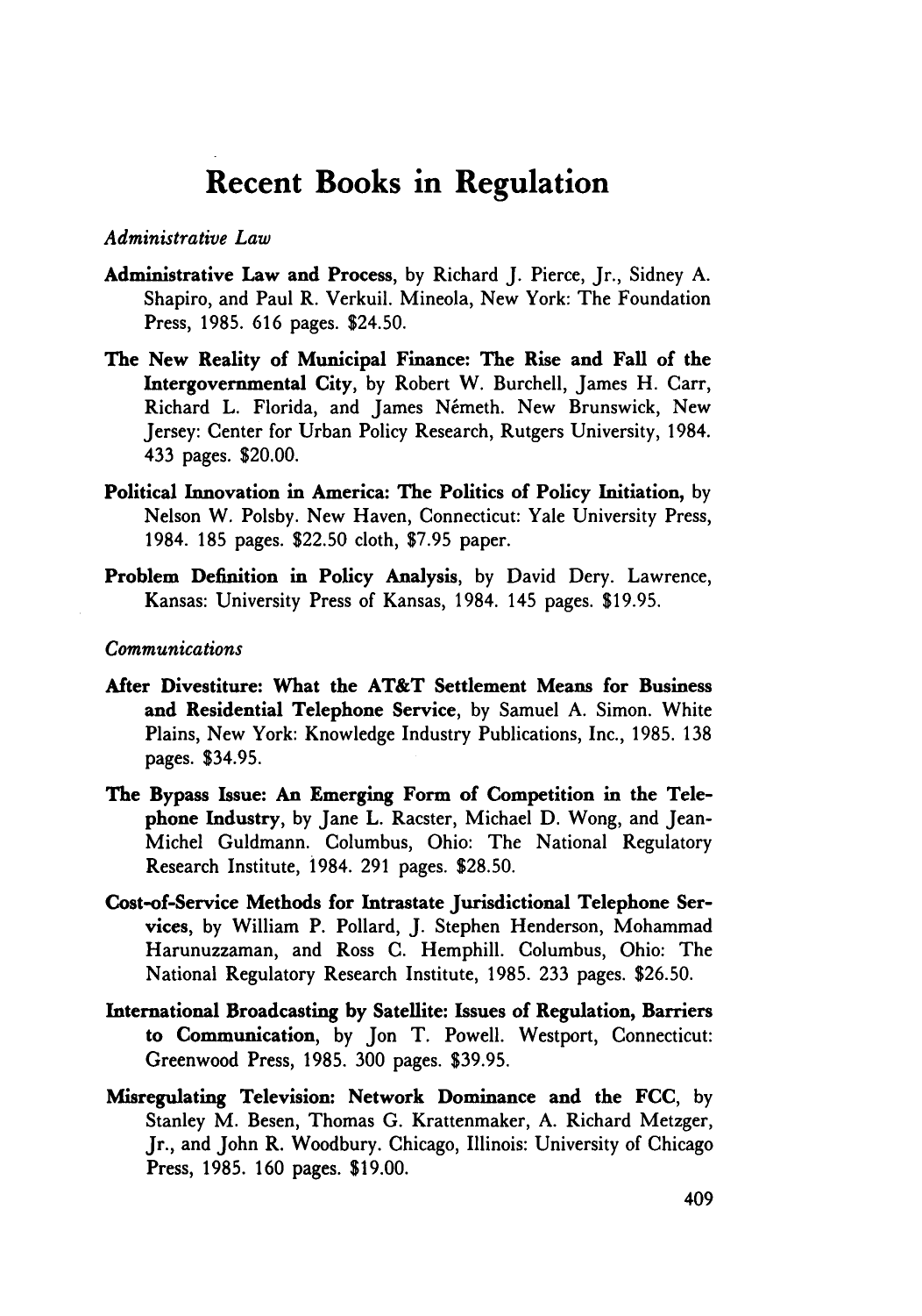# Recent Books in Regulation

*Administrative Law*

**Administrative Law and Process**, by Richard J. Pierce, Jr., Sidney A. Shapiro, and Paul R. Verkuil. Mineola, New York: The Foundation Press, 1985. 616 pages. $24.50.

**The New Reality of Municipal Finance: The Rise and Fall of the Intergovernmental City**, by Robert W. Burchell, James H. Carr, Richard L. Florida, and James Németh. New Brunswick, New Jersey: Center for Urban Policy Research, Rutgers University, 1984. 433 pages. $20.00.

**Political Innovation in America: The Politics of Policy Initiation**, by Nelson W. Polsby. New Haven, Connecticut: Yale University Press, 1984. 185 pages. $22.50 cloth, $7.95 paper.

**Problem Definition in Policy Analysis**, by David Dery. Lawrence, Kansas: University Press of Kansas, 1984. 145 pages. $19.95.

*Communications*

**After Divestiture: What the AT&T Settlement Means for Business and Residential Telephone Service**, by Samuel A. Simon. White Plains, New York: Knowledge Industry Publications, Inc., 1985. 138 pages. $34.95.

**The Bypass Issue: An Emerging Form of Competition in the Telephone Industry**, by Jane L. Racster, Michael D. Wong, and Jean-Michel Guldmann. Columbus, Ohio: The National Regulatory Research Institute, 1984. 291 pages. $28.50.

**Cost-of-Service Methods for Intrastate Jurisdictional Telephone Services**, by William P. Pollard, J. Stephen Henderson, Mohammad Harunuzzaman, and Ross C. Hemphill. Columbus, Ohio: The National Regulatory Research Institute, 1985. 233 pages. $26.50.

**International Broadcasting by Satellite: Issues of Regulation, Barriers to Communication**, by Jon T. Powell. Westport, Connecticut: Greenwood Press, 1985. 300 pages. $39.95.

**Misregulating Television: Network Dominance and the FCC**, by Stanley M. Besen, Thomas G. Krattenmaker, A. Richard Metzger, Jr., and John R. Woodbury. Chicago, Illinois: University of Chicago Press, 1985. 160 pages. $19.00.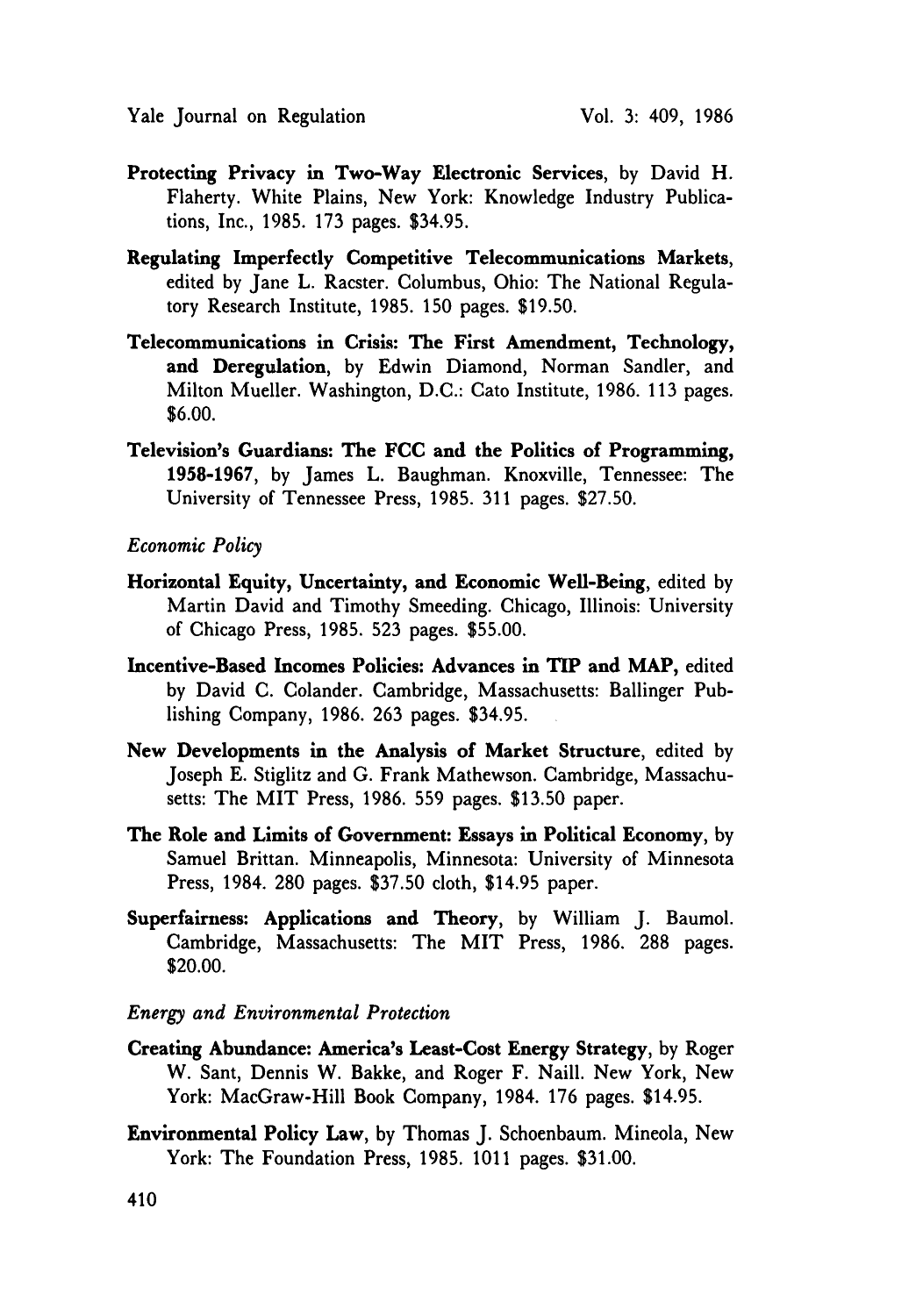**Protecting Privacy in Two-Way Electronic Services**, by David H. Flaherty. White Plains, New York: Knowledge Industry Publications, Inc., 1985. 173 pages. $34.95.

**Regulating Imperfectly Competitive Telecommunications Markets**, edited by Jane L. Racster. Columbus, Ohio: The National Regulatory Research Institute, 1985. 150 pages. $19.50.

**Telecommunications in Crisis: The First Amendment, Technology, and Deregulation**, by Edwin Diamond, Norman Sandler, and Milton Mueller. Washington, D.C.: Cato Institute, 1986. 113 pages. $6.00.

**Television's Guardians: The FCC and the Politics of Programming, 1958-1967**, by James L. Baughman. Knoxville, Tennessee: The University of Tennessee Press, 1985. 311 pages. $27.50.

*Economic Policy*

**Horizontal Equity, Uncertainty, and Economic Well-Being**, edited by Martin David and Timothy Smeeding. Chicago, Illinois: University of Chicago Press, 1985. 523 pages. $55.00.

**Incentive-Based Incomes Policies: Advances in TIP and MAP**, edited by David C. Colander. Cambridge, Massachusetts: Ballinger Publishing Company, 1986. 263 pages. $34.95.

**New Developments in the Analysis of Market Structure**, edited by Joseph E. Stiglitz and G. Frank Mathewson. Cambridge, Massachusetts: The MIT Press, 1986. 559 pages. $13.50 paper.

**The Role and Limits of Government: Essays in Political Economy**, by Samuel Brittan. Minneapolis, Minnesota: University of Minnesota Press, 1984. 280 pages. $37.50 cloth, $14.95 paper.

**Superfairness: Applications and Theory**, by William J. Baumol. Cambridge, Massachusetts: The MIT Press, 1986. 288 pages. $20.00.

*Energy and Environmental Protection*

**Creating Abundance: America's Least-Cost Energy Strategy**, by Roger W. Sant, Dennis W. Bakke, and Roger F. Naill. New York, New York: MacGraw-Hill Book Company, 1984. 176 pages. $14.95.

**Environmental Policy Law**, by Thomas J. Schoenbaum. Mineola, New York: The Foundation Press, 1985. 1011 pages. $31.00.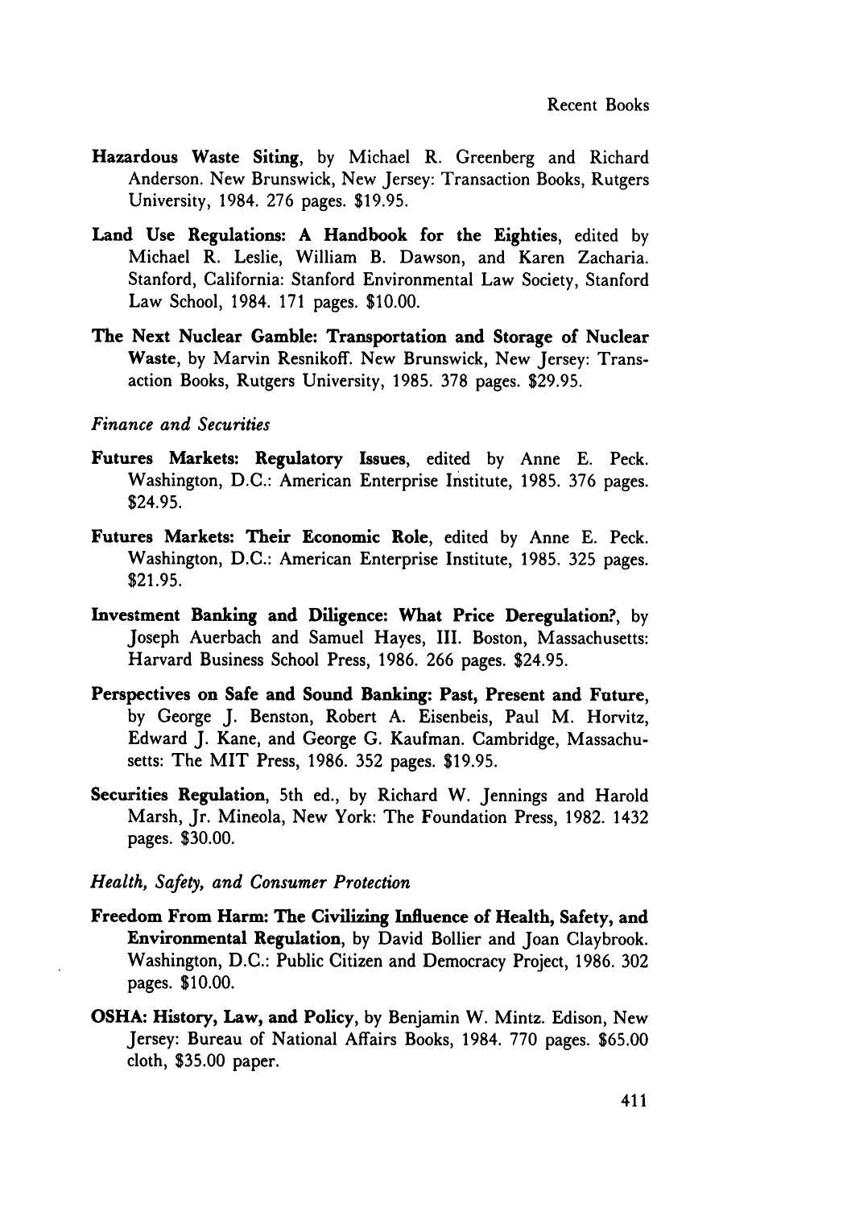**Hazardous Waste Siting**, by Michael R. Greenberg and Richard Anderson. New Brunswick, New Jersey: Transaction Books, Rutgers University, 1984. 276 pages. $19.95.

**Land Use Regulations: A Handbook for the Eighties**, edited by Michael R. Leslie, William B. Dawson, and Karen Zacharia. Stanford, California: Stanford Environmental Law Society, Stanford Law School, 1984. 171 pages. $10.00.

**The Next Nuclear Gamble: Transportation and Storage of Nuclear Waste**, by Marvin Resnikoff. New Brunswick, New Jersey: Transaction Books, Rutgers University, 1985. 378 pages. $29.95.

*Finance and Securities*

**Futures Markets: Regulatory Issues**, edited by Anne E. Peck. Washington, D.C.: American Enterprise Institute, 1985. 376 pages. $24.95.

**Futures Markets: Their Economic Role**, edited by Anne E. Peck. Washington, D.C.: American Enterprise Institute, 1985. 325 pages. $21.95.

**Investment Banking and Diligence: What Price Deregulation?**, by Joseph Auerbach and Samuel Hayes, III. Boston, Massachusetts: Harvard Business School Press, 1986. 266 pages. $24.95.

**Perspectives on Safe and Sound Banking: Past, Present and Future**, by George J. Benston, Robert A. Eisenbeis, Paul M. Horvitz, Edward J. Kane, and George G. Kaufman. Cambridge, Massachusetts: The MIT Press, 1986. 352 pages. $19.95.

**Securities Regulation**, 5th ed., by Richard W. Jennings and Harold Marsh, Jr. Mineola, New York: The Foundation Press, 1982. 1432 pages. $30.00.

*Health, Safety, and Consumer Protection*

**Freedom From Harm: The Civilizing Influence of Health, Safety, and Environmental Regulation**, by David Bollier and Joan Claybrook. Washington, D.C.: Public Citizen and Democracy Project, 1986. 302 pages. $10.00.

**OSHA: History, Law, and Policy**, by Benjamin W. Mintz. Edison, New Jersey: Bureau of National Affairs Books, 1984. 770 pages. $65.00 cloth, $35.00 paper.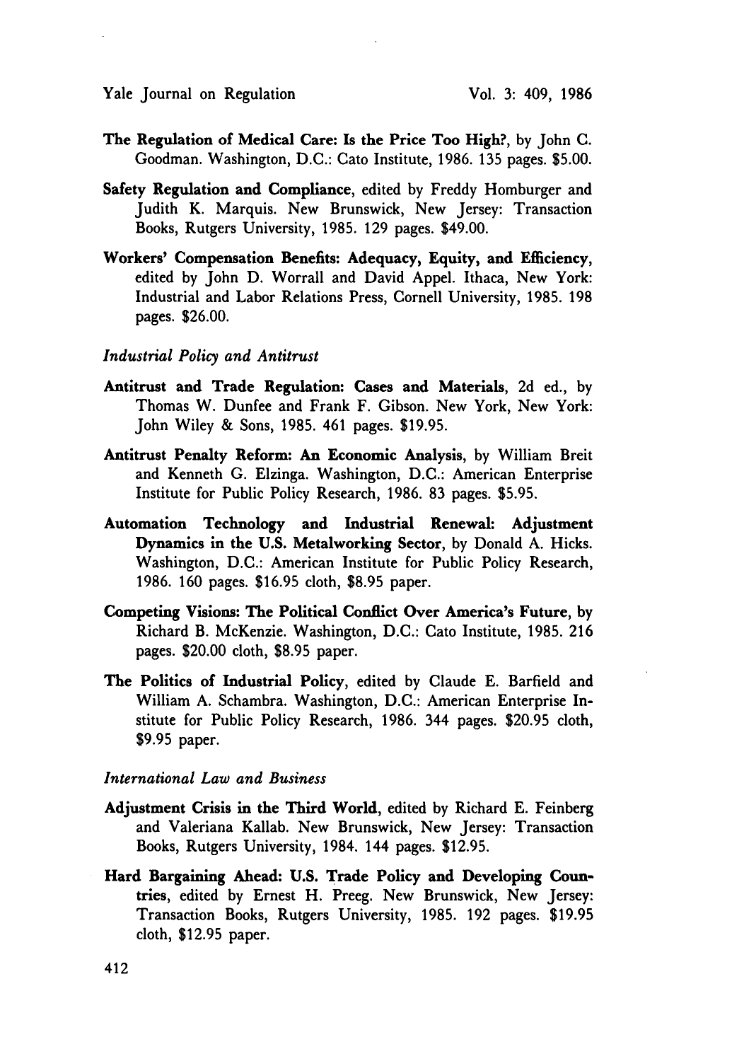**The Regulation of Medical Care: Is the Price Too High?**, by John C. Goodman. Washington, D.C.: Cato Institute, 1986. 135 pages. $5.00.

**Safety Regulation and Compliance**, edited by Freddy Homburger and Judith K. Marquis. New Brunswick, New Jersey: Transaction Books, Rutgers University, 1985. 129 pages. $49.00.

**Workers' Compensation Benefits: Adequacy, Equity, and Efficiency**, edited by John D. Worrall and David Appel. Ithaca, New York: Industrial and Labor Relations Press, Cornell University, 1985. 198 pages. $26.00.

*Industrial Policy and Antitrust*

**Antitrust and Trade Regulation: Cases and Materials**, 2d ed., by Thomas W. Dunfee and Frank F. Gibson. New York, New York: John Wiley & Sons, 1985. 461 pages. $19.95.

**Antitrust Penalty Reform: An Economic Analysis**, by William Breit and Kenneth G. Elzinga. Washington, D.C.: American Enterprise Institute for Public Policy Research, 1986. 83 pages. $5.95.

**Automation Technology and Industrial Renewal: Adjustment Dynamics in the U.S. Metalworking Sector**, by Donald A. Hicks. Washington, D.C.: American Institute for Public Policy Research, 1986. 160 pages. $16.95 cloth, $8.95 paper.

**Competing Visions: The Political Conflict Over America's Future**, by Richard B. McKenzie. Washington, D.C.: Cato Institute, 1985. 216 pages. $20.00 cloth, $8.95 paper.

**The Politics of Industrial Policy**, edited by Claude E. Barfield and William A. Schambra. Washington, D.C.: American Enterprise Institute for Public Policy Research, 1986. 344 pages. $20.95 cloth, $9.95 paper.

*International Law and Business*

**Adjustment Crisis in the Third World**, edited by Richard E. Feinberg and Valeriana Kallab. New Brunswick, New Jersey: Transaction Books, Rutgers University, 1984. 144 pages. $12.95.

**Hard Bargaining Ahead: U.S. Trade Policy and Developing Countries**, edited by Ernest H. Preeg. New Brunswick, New Jersey: Transaction Books, Rutgers University, 1985. 192 pages. $19.95 cloth, $12.95 paper.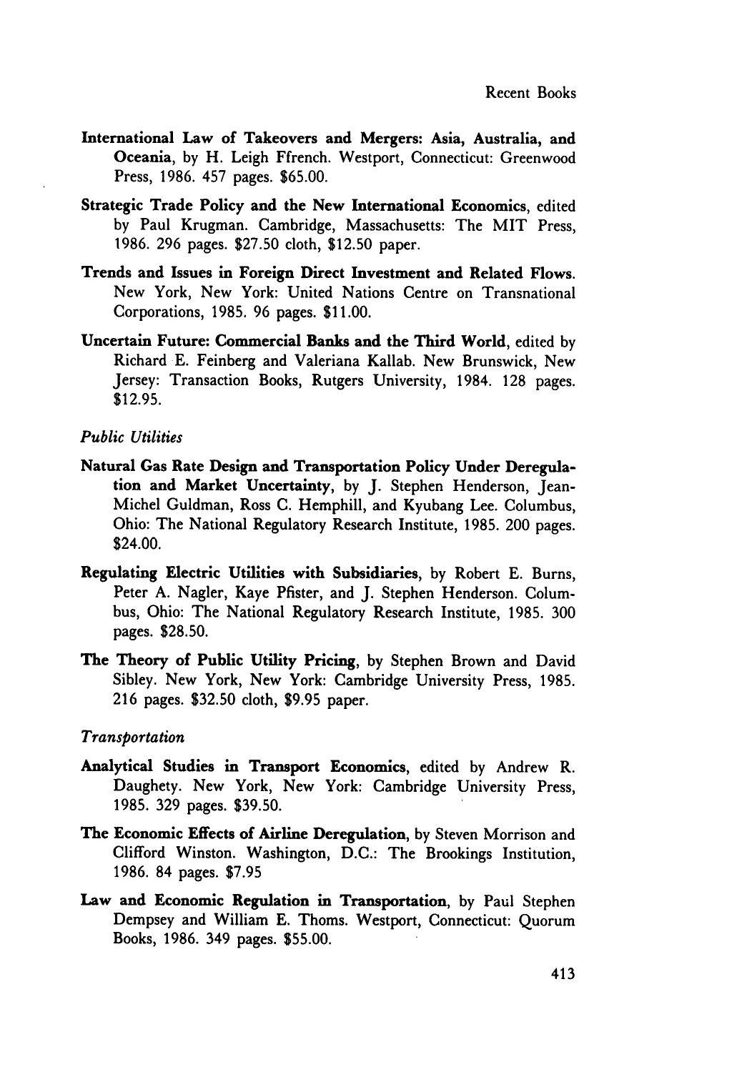**International Law of Takeovers and Mergers: Asia, Australia, and Oceania**, by H. Leigh Ffrench. Westport, Connecticut: Greenwood Press, 1986. 457 pages. $65.00.

**Strategic Trade Policy and the New International Economics**, edited by Paul Krugman. Cambridge, Massachusetts: The MIT Press, 1986. 296 pages. $27.50 cloth, $12.50 paper.

**Trends and Issues in Foreign Direct Investment and Related Flows.** New York, New York: United Nations Centre on Transnational Corporations, 1985. 96 pages. $11.00.

**Uncertain Future: Commercial Banks and the Third World**, edited by Richard E. Feinberg and Valeriana Kallab. New Brunswick, New Jersey: Transaction Books, Rutgers University, 1984. 128 pages. $12.95.

*Public Utilities*

**Natural Gas Rate Design and Transportation Policy Under Deregulation and Market Uncertainty**, by J. Stephen Henderson, Jean-Michel Guldman, Ross C. Hemphill, and Kyubang Lee. Columbus, Ohio: The National Regulatory Research Institute, 1985. 200 pages. $24.00.

**Regulating Electric Utilities with Subsidiaries**, by Robert E. Burns, Peter A. Nagler, Kaye Pfister, and J. Stephen Henderson. Columbus, Ohio: The National Regulatory Research Institute, 1985. 300 pages. $28.50.

**The Theory of Public Utility Pricing**, by Stephen Brown and David Sibley. New York, New York: Cambridge University Press, 1985. 216 pages. $32.50 cloth, $9.95 paper.

*Transportation*

**Analytical Studies in Transport Economics**, edited by Andrew R. Daughety. New York, New York: Cambridge University Press, 1985. 329 pages. $39.50.

**The Economic Effects of Airline Deregulation**, by Steven Morrison and Clifford Winston. Washington, D.C.: The Brookings Institution, 1986. 84 pages. $7.95

**Law and Economic Regulation in Transportation**, by Paul Stephen Dempsey and William E. Thoms. Westport, Connecticut: Quorum Books, 1986. 349 pages. $55.00.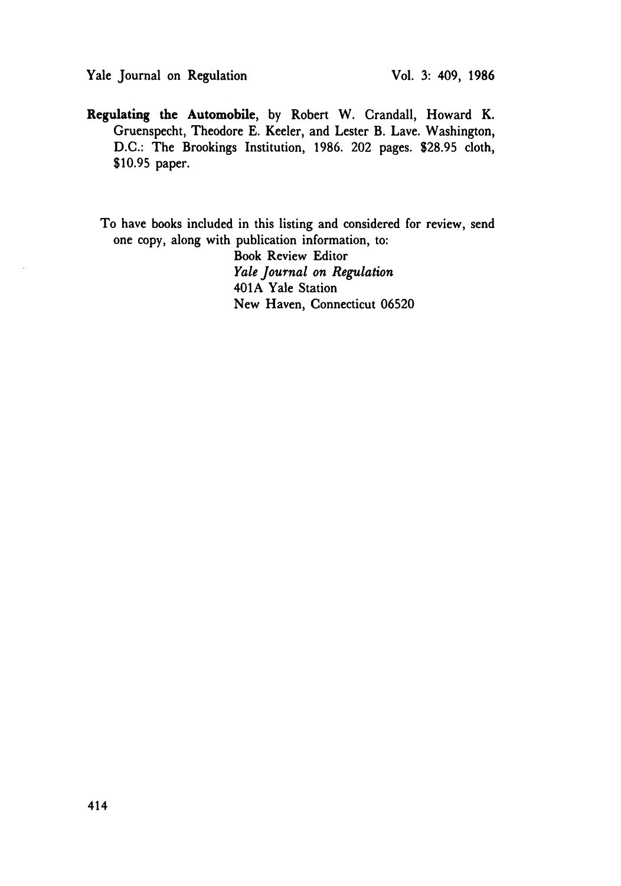**Regulating the Automobile**, by Robert W. Crandall, Howard K. Gruenspecht, Theodore E. Keeler, and Lester B. Lave. Washington, D.C.: The Brookings Institution, 1986. 202 pages. $28.95 cloth, $10.95 paper.

To have books included in this listing and considered for review, send one copy, along with publication information, to:

Book Review Editor  
*Yale Journal on Regulation*  
401A Yale Station  
New Haven, Connecticut 06520